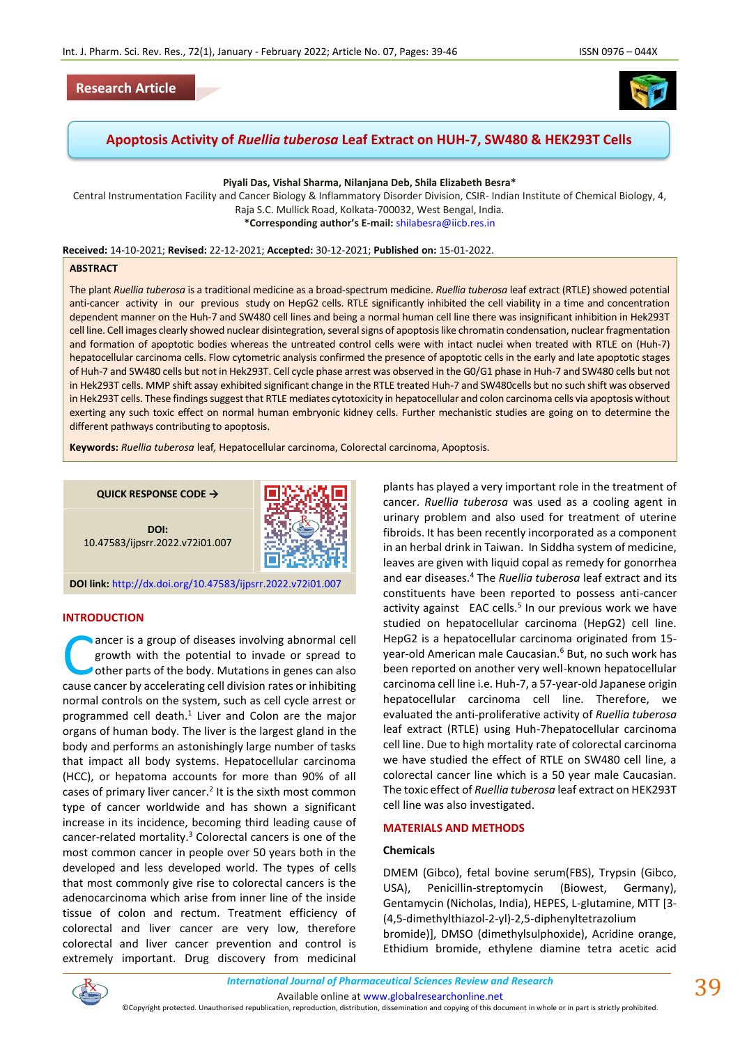Research Article

# Apoptosis Activity of *Ruellia tuberosa* Leaf Extract on HUH-7, SW480 & HEK293T Cells

**Piyali Das, Vishal Sharma, Nilanjana Deb, Shila Elizabeth Besra***

Central Instrumentation Facility and Cancer Biology & Inflammatory Disorder Division, CSIR- Indian Institute of Chemical Biology, 4, Raja S.C. Mullick Road, Kolkata-700032, West Bengal, India.

***Corresponding author's E-mail:** shilabesra@iicb.res.in

**Received:** 14-10-2021; **Revised:** 22-12-2021; **Accepted:** 30-12-2021; **Published on:** 15-01-2022.

## ABSTRACT

The plant *Ruellia tuberosa* is a traditional medicine as a broad-spectrum medicine. *Ruellia tuberosa* leaf extract (RTLE) showed potential anti-cancer activity in our previous study on HepG2 cells. RTLE significantly inhibited the cell viability in a time and concentration dependent manner on the Huh-7 and SW480 cell lines and being a normal human cell line there was insignificant inhibition in Hek293T cell line. Cell images clearly showed nuclear disintegration, several signs of apoptosis like chromatin condensation, nuclear fragmentation and formation of apoptotic bodies whereas the untreated control cells were with intact nuclei when treated with RTLE on (Huh-7) hepatocellular carcinoma cells. Flow cytometric analysis confirmed the presence of apoptotic cells in the early and late apoptotic stages of Huh-7 and SW480 cells but not in Hek293T. Cell cycle phase arrest was observed in the G0/G1 phase in Huh-7 and SW480 cells but not in Hek293T cells. MMP shift assay exhibited significant change in the RTLE treated Huh-7 and SW480cells but no such shift was observed in Hek293T cells. These findings suggest that RTLE mediates cytotoxicity in hepatocellular and colon carcinoma cells via apoptosis without exerting any such toxic effect on normal human embryonic kidney cells. Further mechanistic studies are going on to determine the different pathways contributing to apoptosis.

**Keywords:** *Ruellia tuberosa* leaf, Hepatocellular carcinoma, Colorectal carcinoma, Apoptosis.

QUICK RESPONSE CODE →

**DOI:** 10.47583/ijpsrr.2022.v72i01.007

**DOI link:** http://dx.doi.org/10.47583/ijpsrr.2022.v72i01.007

## INTRODUCTION

Cancer is a group of diseases involving abnormal cell growth with the potential to invade or spread to other parts of the body. Mutations in genes can also cause cancer by accelerating cell division rates or inhibiting normal controls on the system, such as cell cycle arrest or programmed cell death.[1] Liver and Colon are the major organs of human body. The liver is the largest gland in the body and performs an astonishingly large number of tasks that impact all body systems. Hepatocellular carcinoma (HCC), or hepatoma accounts for more than 90% of all cases of primary liver cancer.[2] It is the sixth most common type of cancer worldwide and has shown a significant increase in its incidence, becoming third leading cause of cancer-related mortality.[3] Colorectal cancers is one of the most common cancer in people over 50 years both in the developed and less developed world. The types of cells that most commonly give rise to colorectal cancers is the adenocarcinoma which arise from inner line of the inside tissue of colon and rectum. Treatment efficiency of colorectal and liver cancer are very low, therefore colorectal and liver cancer prevention and control is extremely important. Drug discovery from medicinal plants has played a very important role in the treatment of cancer. *Ruellia tuberosa* was used as a cooling agent in urinary problem and also used for treatment of uterine fibroids. It has been recently incorporated as a component in an herbal drink in Taiwan. In Siddha system of medicine, leaves are given with liquid copal as remedy for gonorrhea and ear diseases.[4] The *Ruellia tuberosa* leaf extract and its constituents have been reported to possess anti-cancer activity against EAC cells.[5] In our previous work we have studied on hepatocellular carcinoma (HepG2) cell line. HepG2 is a hepatocellular carcinoma originated from 15-year-old American male Caucasian.[6] But, no such work has been reported on another very well-known hepatocellular carcinoma cell line i.e. Huh-7, a 57-year-old Japanese origin hepatocellular carcinoma cell line. Therefore, we evaluated the anti-proliferative activity of *Ruellia tuberosa* leaf extract (RTLE) using Huh-7hepatocellular carcinoma cell line. Due to high mortality rate of colorectal carcinoma we have studied the effect of RTLE on SW480 cell line, a colorectal cancer line which is a 50 year male Caucasian. The toxic effect of *Ruellia tuberosa* leaf extract on HEK293T cell line was also investigated.

## MATERIALS AND METHODS

### Chemicals

DMEM (Gibco), fetal bovine serum(FBS), Trypsin (Gibco, USA), Penicillin-streptomycin (Biowest, Germany), Gentamycin (Nicholas, India), HEPES, L-glutamine, MTT [3-(4,5-dimethylthiazol-2-yl)-2,5-diphenyltetrazolium bromide)], DMSO (dimethylsulphoxide), Acridine orange, Ethidium bromide, ethylene diamine tetra acetic acid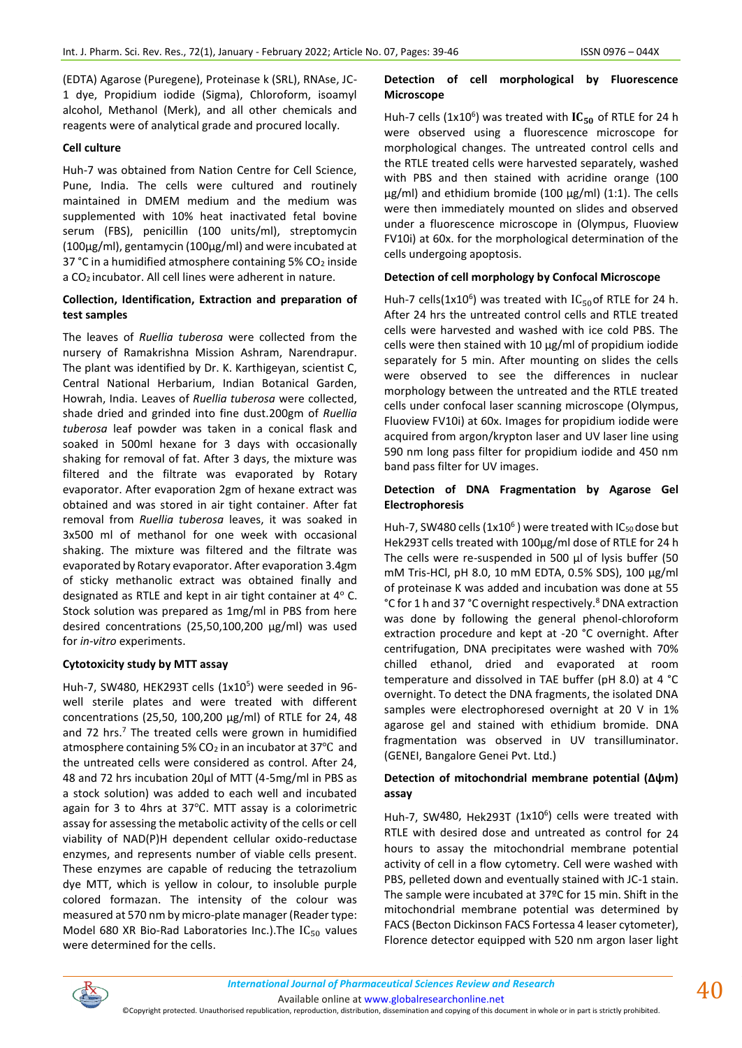(EDTA) Agarose (Puregene), Proteinase k (SRL), RNAse, JC-1 dye, Propidium iodide (Sigma), Chloroform, isoamyl alcohol, Methanol (Merk), and all other chemicals and reagents were of analytical grade and procured locally.

**Cell culture**

Huh-7 was obtained from Nation Centre for Cell Science, Pune, India. The cells were cultured and routinely maintained in DMEM medium and the medium was supplemented with 10% heat inactivated fetal bovine serum (FBS), penicillin (100 units/ml), streptomycin (100µg/ml), gentamycin (100µg/ml) and were incubated at 37 °C in a humidified atmosphere containing 5% $CO_2$ inside a $CO_2$ incubator. All cell lines were adherent in nature.

**Collection, Identification, Extraction and preparation of test samples**

The leaves of *Ruellia tuberosa* were collected from the nursery of Ramakrishna Mission Ashram, Narendrapur. The plant was identified by Dr. K. Karthigeyan, scientist C, Central National Herbarium, Indian Botanical Garden, Howrah, India. Leaves of *Ruellia tuberosa* were collected, shade dried and grinded into fine dust.200gm of *Ruellia tuberosa* leaf powder was taken in a conical flask and soaked in 500ml hexane for 3 days with occasionally shaking for removal of fat. After 3 days, the mixture was filtered and the filtrate was evaporated by Rotary evaporator. After evaporation 2gm of hexane extract was obtained and was stored in air tight container. After fat removal from *Ruellia tuberosa* leaves, it was soaked in 3x500 ml of methanol for one week with occasional shaking. The mixture was filtered and the filtrate was evaporated by Rotary evaporator. After evaporation 3.4gm of sticky methanolic extract was obtained finally and designated as RTLE and kept in air tight container at 4° C. Stock solution was prepared as 1mg/ml in PBS from here desired concentrations (25,50,100,200 µg/ml) was used for *in-vitro* experiments.

**Cytotoxicity study by MTT assay**

Huh-7, SW480, HEK293T cells ($1x10^5$) were seeded in 96-well sterile plates and were treated with different concentrations (25,50, 100,200 µg/ml) of RTLE for 24, 48 and 72 hrs.[7] The treated cells were grown in humidified atmosphere containing 5% $CO_2$ in an incubator at 37°C and the untreated cells were considered as control. After 24, 48 and 72 hrs incubation 20µl of MTT (4-5mg/ml in PBS as a stock solution) was added to each well and incubated again for 3 to 4hrs at 37°C. MTT assay is a colorimetric assay for assessing the metabolic activity of the cells or cell viability of NAD(P)H dependent cellular oxido-reductase enzymes, and represents number of viable cells present. These enzymes are capable of reducing the tetrazolium dye MTT, which is yellow in colour, to insoluble purple colored formazan. The intensity of the colour was measured at 570 nm by micro-plate manager (Reader type: Model 680 XR Bio-Rad Laboratories Inc.).The $IC_{50}$ values were determined for the cells.

**Detection of cell morphological by Fluorescence Microscope**

Huh-7 cells ($1x10^6$) was treated with $IC_{50}$ of RTLE for 24 h were observed using a fluorescence microscope for morphological changes. The untreated control cells and the RTLE treated cells were harvested separately, washed with PBS and then stained with acridine orange (100 µg/ml) and ethidium bromide (100 µg/ml) (1:1). The cells were then immediately mounted on slides and observed under a fluorescence microscope in (Olympus, Fluoview FV10i) at 60x. for the morphological determination of the cells undergoing apoptosis.

**Detection of cell morphology by Confocal Microscope**

Huh-7 cells($1x10^6$) was treated with $IC_{50}$ of RTLE for 24 h. After 24 hrs the untreated control cells and RTLE treated cells were harvested and washed with ice cold PBS. The cells were then stained with 10 µg/ml of propidium iodide separately for 5 min. After mounting on slides the cells were observed to see the differences in nuclear morphology between the untreated and the RTLE treated cells under confocal laser scanning microscope (Olympus, Fluoview FV10i) at 60x. Images for propidium iodide were acquired from argon/krypton laser and UV laser line using 590 nm long pass filter for propidium iodide and 450 nm band pass filter for UV images.

**Detection of DNA Fragmentation by Agarose Gel Electrophoresis**

Huh-7, SW480 cells ($1x10^6$ ) were treated with $IC_{50}$ dose but Hek293T cells treated with 100µg/ml dose of RTLE for 24 h The cells were re-suspended in 500 µl of lysis buffer (50 mM Tris-HCl, pH 8.0, 10 mM EDTA, 0.5% SDS), 100 µg/ml of proteinase K was added and incubation was done at 55 °C for 1 h and 37 °C overnight respectively.[8] DNA extraction was done by following the general phenol-chloroform extraction procedure and kept at -20 °C overnight. After centrifugation, DNA precipitates were washed with 70% chilled ethanol, dried and evaporated at room temperature and dissolved in TAE buffer (pH 8.0) at 4 °C overnight. To detect the DNA fragments, the isolated DNA samples were electrophoresed overnight at 20 V in 1% agarose gel and stained with ethidium bromide. DNA fragmentation was observed in UV transilluminator. (GENEI, Bangalore Genei Pvt. Ltd.)

**Detection of mitochondrial membrane potential (Δψm) assay**

Huh-7, SW480, Hek293T ($1x10^6$) cells were treated with RTLE with desired dose and untreated as control for 24 hours to assay the mitochondrial membrane potential activity of cell in a flow cytometry. Cell were washed with PBS, pelleted down and eventually stained with JC-1 stain. The sample were incubated at 37ºC for 15 min. Shift in the mitochondrial membrane potential was determined by FACS (Becton Dickinson FACS Fortessa 4 leaser cytometer), Florence detector equipped with 520 nm argon laser light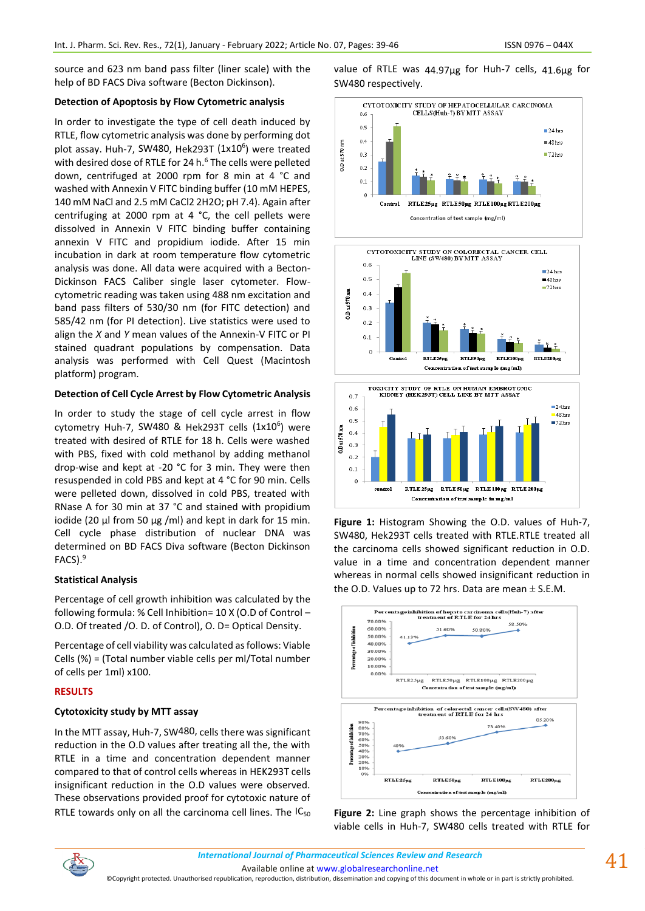source and 623 nm band pass filter (liner scale) with the help of BD FACS Diva software (Becton Dickinson).

### Detection of Apoptosis by Flow Cytometric analysis

In order to investigate the type of cell death induced by RTLE, flow cytometric analysis was done by performing dot plot assay. Huh-7, SW480, Hek293T ($1x10^6$) were treated with desired dose of RTLE for 24 h.[6] The cells were pelleted down, centrifuged at 2000 rpm for 8 min at 4 °C and washed with Annexin V FITC binding buffer (10 mM HEPES, 140 mM NaCl and 2.5 mM CaCl2 2H2O; pH 7.4). Again after centrifuging at 2000 rpm at 4 °C, the cell pellets were dissolved in Annexin V FITC binding buffer containing annexin V FITC and propidium iodide. After 15 min incubation in dark at room temperature flow cytometric analysis was done. All data were acquired with a Becton-Dickinson FACS Caliber single laser cytometer. Flow-cytometric reading was taken using 488 nm excitation and band pass filters of 530/30 nm (for FITC detection) and 585/42 nm (for PI detection). Live statistics were used to align the *X* and *Y* mean values of the Annexin-V FITC or PI stained quadrant populations by compensation. Data analysis was performed with Cell Quest (Macintosh platform) program.

### Detection of Cell Cycle Arrest by Flow Cytometric Analysis

In order to study the stage of cell arrest in flow cytometry Huh-7, SW480 & Hek293T cells ($1x10^6$) were treated with desired of RTLE for 18 h. Cells were washed with PBS, fixed with cold methanol by adding methanol drop-wise and kept at -20 °C for 3 min. They were then resuspended in cold PBS and kept at 4 °C for 90 min. Cells were pelleted down, dissolved in cold PBS, treated with RNase A for 30 min at 37 °C and stained with propidium iodide (20 µl from 50 µg /ml) and kept in dark for 15 min. Cell cycle phase distribution of nuclear DNA was determined on BD FACS Diva software (Becton Dickinson FACS).[9]

### Statistical Analysis

Percentage of cell growth inhibition was calculated by the following formula: % Cell Inhibition= 10 X (O.D of Control – O.D. Of treated /O. D. of Control), O. D= Optical Density.

Percentage of cell viability was calculated as follows: Viable Cells (%) = (Total number viable cells per ml/Total number of cells per 1ml) x100.

## RESULTS

### Cytotoxicity study by MTT assay

In the MTT assay, Huh-7, SW480, cells there was significant reduction in the O.D values after treating all the, the with RTLE in a time and concentration dependent manner compared to that of control cells whereas in HEK293T cells insignificant reduction in the O.D values were observed. These observations provided proof for cytotoxic nature of RTLE towards only on all the carcinoma cell lines. The $IC_{50}$ value of RTLE was 44.97µg for Huh-7 cells, 41.6µg for SW480 respectively.

**Figure 1:** Histogram Showing the O.D. values of Huh-7, SW480, Hek293T cells treated with RTLE.RTLE treated all the carcinoma cells showed significant reduction in O.D. value in a time and concentration dependent manner whereas in normal cells showed insignificant reduction in the O.D. Values up to 72 hrs. Data are mean ± S.E.M.

**Figure 2:** Line graph shows the percentage inhibition of viable cells in Huh-7, SW480 cells treated with RTLE for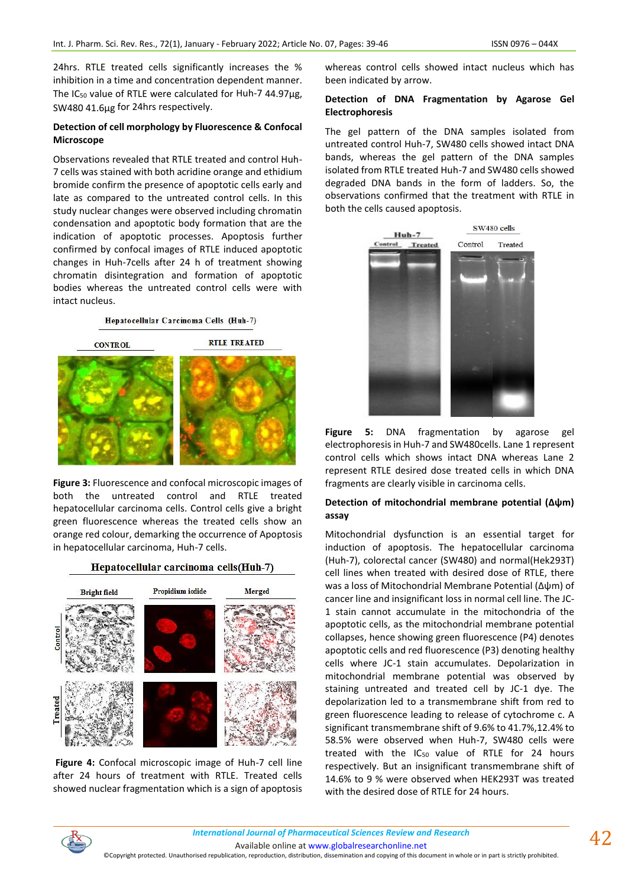24hrs. RTLE treated cells significantly increases the % inhibition in a time and concentration dependent manner. The $IC_{50}$ value of RTLE were calculated for Huh-7 44.97µg, SW480 41.6µg for 24hrs respectively.

### Detection of cell morphology by Fluorescence & Confocal Microscope

Observations revealed that RTLE treated and control Huh-7 cells was stained with both acridine orange and ethidium bromide confirm the presence of apoptotic cells early and late as compared to the untreated control cells. In this study nuclear changes were observed including chromatin condensation and apoptotic body formation that are the indication of apoptotic processes. Apoptosis further confirmed by confocal images of RTLE induced apoptotic changes in Huh-7cells after 24 h of treatment showing chromatin disintegration and formation of apoptotic bodies whereas the untreated control cells were with intact nucleus.

**Figure 3:** Fluorescence and confocal microscopic images of both the untreated control and RTLE treated hepatocellular carcinoma cells. Control cells give a bright green fluorescence whereas the treated cells show an orange red colour, demarking the occurrence of Apoptosis in hepatocellular carcinoma, Huh-7 cells.

**Figure 4:** Confocal microscopic image of Huh-7 cell line after 24 hours of treatment with RTLE. Treated cells showed nuclear fragmentation which is a sign of apoptosis whereas control cells showed intact nucleus which has been indicated by arrow.

### Detection of DNA Fragmentation by Agarose Gel Electrophoresis

The gel pattern of the DNA samples isolated from untreated control Huh-7, SW480 cells showed intact DNA bands, whereas the gel pattern of the DNA samples isolated from RTLE treated Huh-7 and SW480 cells showed degraded DNA bands in the form of ladders. So, the observations confirmed that the treatment with RTLE in both the cells caused apoptosis.

**Figure 5:** DNA fragmentation by agarose gel electrophoresis in Huh-7 and SW480cells. Lane 1 represent control cells which shows intact DNA whereas Lane 2 represent RTLE desired dose treated cells in which DNA fragments are clearly visible in carcinoma cells.

### Detection of mitochondrial membrane potential (Δψm) assay

Mitochondrial dysfunction is an essential target for induction of apoptosis. The hepatocellular carcinoma (Huh-7), colorectal cancer (SW480) and normal(Hek293T) cell lines when treated with desired dose of RTLE, there was a loss of Mitochondrial Membrane Potential (Δψm) of cancer line and insignificant loss in normal cell line. The JC-1 stain cannot accumulate in the mitochondria of the apoptotic cells, as the mitochondrial membrane potential collapses, hence showing green fluorescence (P4) denotes apoptotic cells and red fluorescence (P3) denoting healthy cells where JC-1 stain accumulates. Depolarization in mitochondrial membrane potential was observed by staining untreated and treated cell by JC-1 dye. The depolarization led to a transmembrane shift from red to green fluorescence leading to release of cytochrome c. A significant transmembrane shift of 9.6% to 41.7%,12.4% to 58.5% were observed when Huh-7, SW480 cells were treated with the $IC_{50}$ value of RTLE for 24 hours respectively. But an insignificant transmembrane shift of 14.6% to 9 % were observed when HEK293T was treated with the desired dose of RTLE for 24 hours.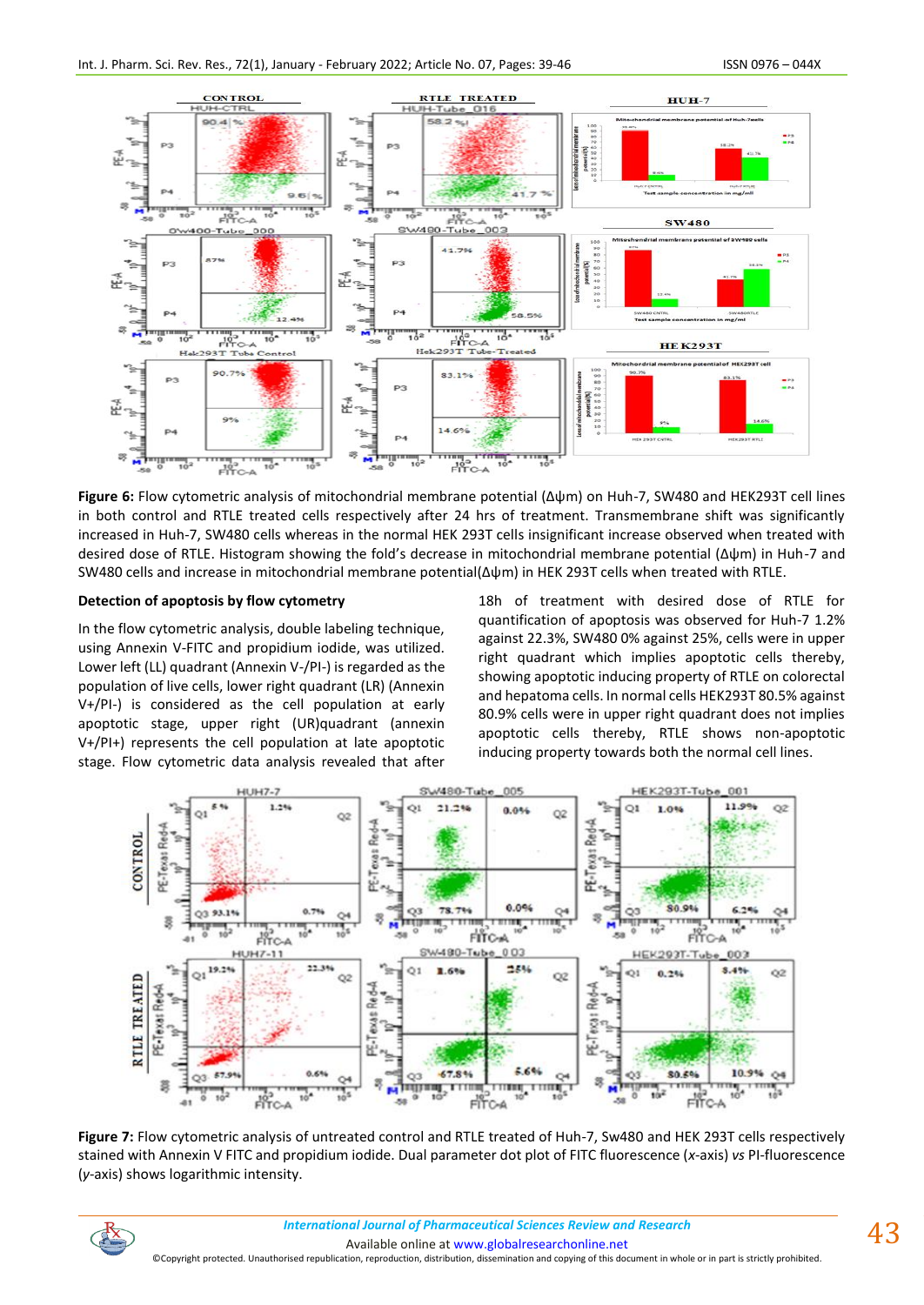**Figure 6:** Flow cytometric analysis of mitochondrial membrane potential (Δψm) on Huh-7, SW480 and HEK293T cell lines in both control and RTLE treated cells respectively after 24 hrs of treatment. Transmembrane shift was significantly increased in Huh-7, SW480 cells whereas in the normal HEK 293T cells insignificant increase observed when treated with desired dose of RTLE. Histogram showing the fold's decrease in mitochondrial membrane potential (Δψm) in Huh-7 and SW480 cells and increase in mitochondrial membrane potential(Δψm) in HEK 293T cells when treated with RTLE.

### Detection of apoptosis by flow cytometry

In the flow cytometric analysis, double labeling technique, using Annexin V-FITC and propidium iodide, was utilized. Lower left (LL) quadrant (Annexin V-/PI-) is regarded as the population of live cells, lower right quadrant (LR) (Annexin V+/PI-) is considered as the cell population at early apoptotic stage, upper right (UR)quadrant (annexin V+/PI+) represents the cell population at late apoptotic stage. Flow cytometric data analysis revealed that after 18h of treatment with desired dose of RTLE for quantification of apoptosis was observed for Huh-7 1.2% against 22.3%, SW480 0% against 25%, cells were in upper right quadrant which implies apoptotic cells thereby, showing apoptotic inducing property of RTLE on colorectal and hepatoma cells. In normal cells HEK293T 80.5% against 80.9% cells were in upper right quadrant does not implies apoptotic cells thereby, RTLE shows non-apoptotic inducing property towards both the normal cell lines.

**Figure 7:** Flow cytometric analysis of untreated control and RTLE treated of Huh-7, Sw480 and HEK 293T cells respectively stained with Annexin V FITC and propidium iodide. Dual parameter dot plot of FITC fluorescence (*x*-axis) *vs* PI-fluorescence (*y*-axis) shows logarithmic intensity.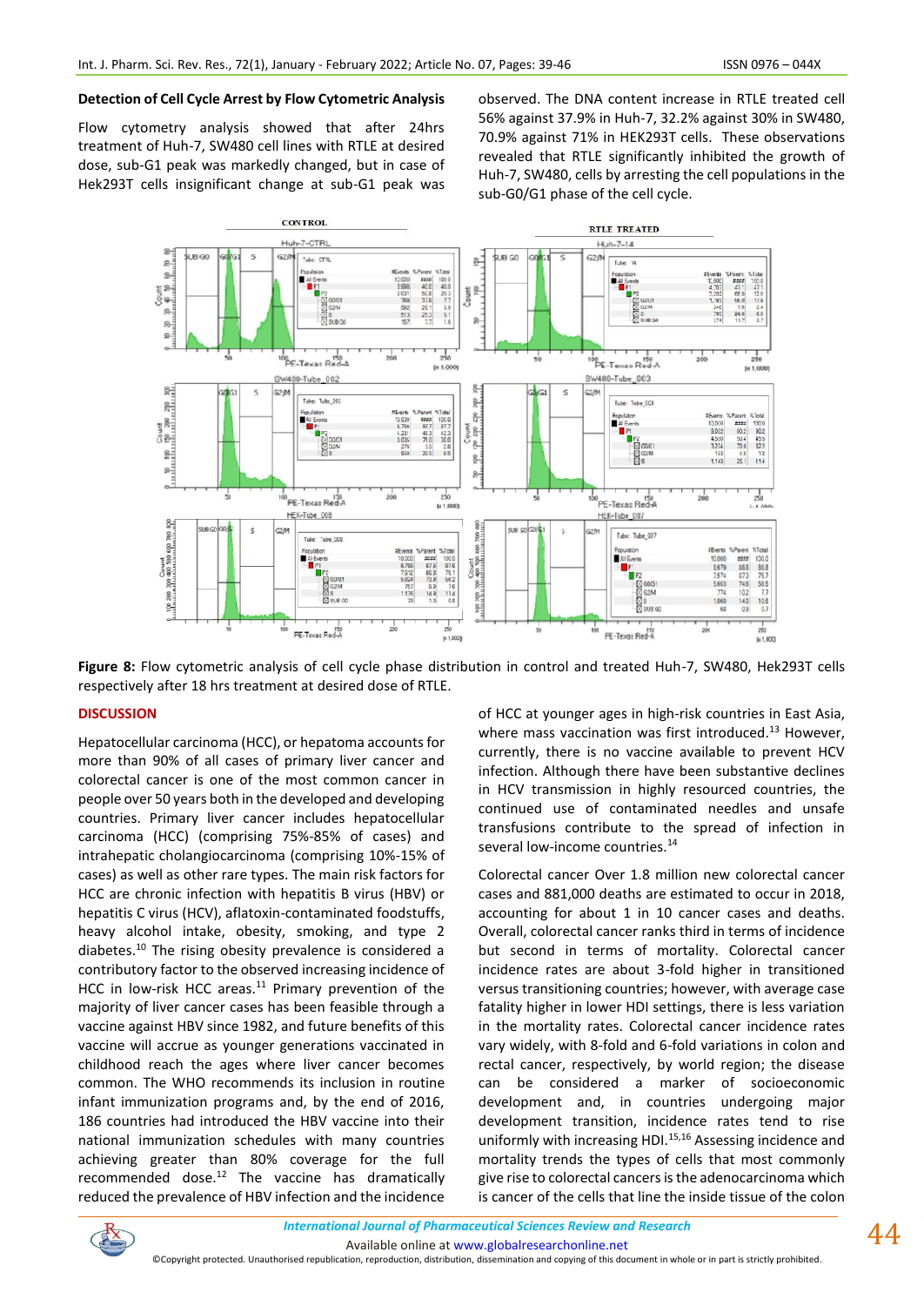### Detection of Cell Cycle Arrest by Flow Cytometric Analysis

Flow cytometry analysis showed that after 24hrs treatment of Huh-7, SW480 cell lines with RTLE at desired dose, sub-G1 peak was markedly changed, but in case of Hek293T cells insignificant change at sub-G1 peak was observed. The DNA content increase in RTLE treated cell 56% against 37.9% in Huh-7, 32.2% against 30% in SW480, 70.9% against 71% in HEK293T cells. These observations revealed that RTLE significantly inhibited the growth of Huh-7, SW480, cells by arresting the cell populations in the sub-G0/G1 phase of the cell cycle.

**Figure 8:** Flow cytometric analysis of cell cycle phase distribution in control and treated Huh-7, SW480, Hek293T cells respectively after 18 hrs treatment at desired dose of RTLE.

## DISCUSSION

Hepatocellular carcinoma (HCC), or hepatoma accounts for more than 90% of all cases of primary liver cancer and colorectal cancer is one of the most common cancer in people over 50 years both in the developed and developing countries. Primary liver cancer includes hepatocellular carcinoma (HCC) (comprising 75%-85% of cases) and intrahepatic cholangiocarcinoma (comprising 10%-15% of cases) as well as other rare types. The main risk factors for HCC are chronic infection with hepatitis B virus (HBV) or hepatitis C virus (HCV), aflatoxin-contaminated foodstuffs, heavy alcohol intake, obesity, smoking, and type 2 diabetes.[10] The rising obesity prevalence is considered a contributory factor to the observed increasing incidence of HCC in low-risk HCC areas.[11] Primary prevention of the majority of liver cancer cases has been feasible through a vaccine against HBV since 1982, and future benefits of this vaccine will accrue as younger generations vaccinated in childhood reach the ages where liver cancer becomes common. The WHO recommends its inclusion in routine infant immunization programs and, by the end of 2016, 186 countries had introduced the HBV vaccine into their national immunization schedules with many countries achieving greater than 80% coverage for the full recommended dose.[12] The vaccine has dramatically reduced the prevalence of HBV infection and the incidence of HCC at younger ages in high-risk countries in East Asia, where mass vaccination was first introduced.[13] However, currently, there is no vaccine available to prevent HCV infection. Although there have been substantive declines in HCV transmission in highly resourced countries, the continued use of contaminated needles and unsafe transfusions contribute to the spread of infection in several low-income countries.[14]

Colorectal cancer Over 1.8 million new colorectal cancer cases and 881,000 deaths are estimated to occur in 2018, accounting for about 1 in 10 cancer cases and deaths. Overall, colorectal cancer ranks third in terms of incidence but second in terms of mortality. Colorectal cancer incidence rates are about 3-fold higher in transitioned versus transitioning countries; however, with average case fatality higher in lower HDI settings, there is less variation in the mortality rates. Colorectal cancer incidence rates vary widely, with 8-fold and 6-fold variations in colon and rectal cancer, respectively, by world region; the disease can be considered a marker of socioeconomic development and, in countries undergoing major development transition, incidence rates tend to rise uniformly with increasing HDI.[15,16] Assessing incidence and mortality trends the types of cells that most commonly give rise to colorectal cancers is the adenocarcinoma which is cancer of the cells that line the inside tissue of the colon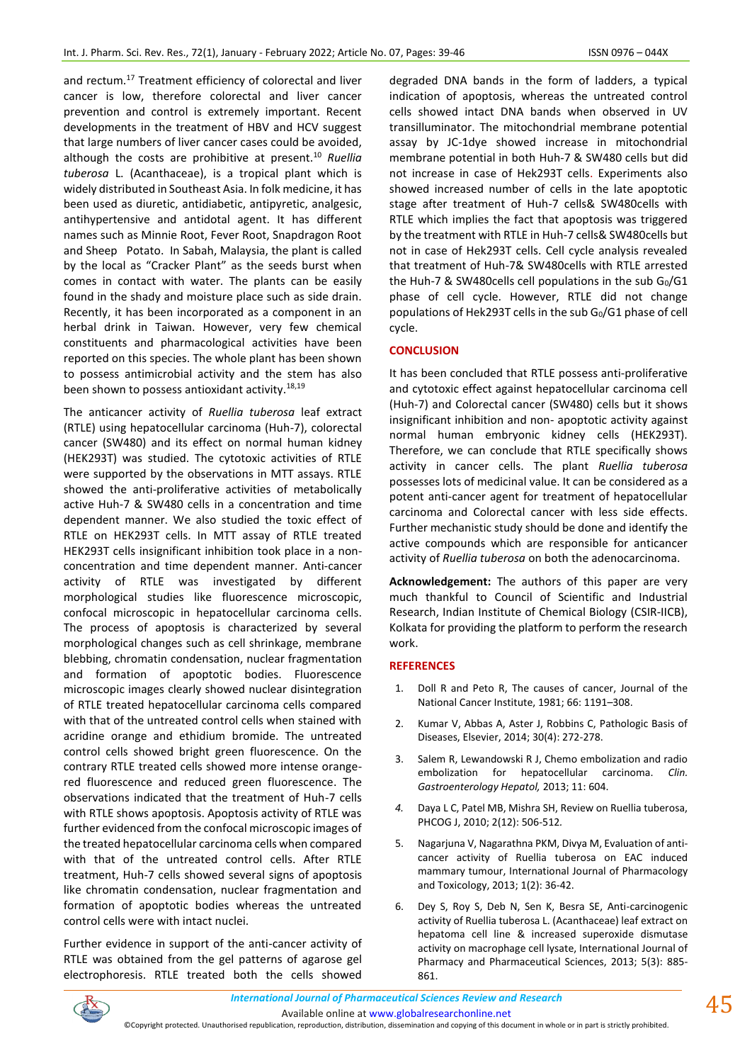and rectum.[17] Treatment efficiency of colorectal and liver cancer is low, therefore colorectal and liver cancer prevention and control is extremely important. Recent developments in the treatment of HBV and HCV suggest that large numbers of liver cancer cases could be avoided, although the costs are prohibitive at present.[10] *Ruellia tuberosa* L. (Acanthaceae), is a tropical plant which is widely distributed in Southeast Asia. In folk medicine, it has been used as diuretic, antidiabetic, antipyretic, analgesic, antihypertensive and antidotal agent. It has different names such as Minnie Root, Fever Root, Snapdragon Root and Sheep Potato. In Sabah, Malaysia, the plant is called by the local as "Cracker Plant" as the seeds burst when comes in contact with water. The plants can be easily found in the shady and moisture place such as side drain. Recently, it has been incorporated as a component in an herbal drink in Taiwan. However, very few chemical constituents and pharmacological activities have been reported on this species. The whole plant has been shown to possess antimicrobial activity and the stem has also been shown to possess antioxidant activity.[18,19]

The anticancer activity of *Ruellia tuberosa* leaf extract (RTLE) using hepatocellular carcinoma (Huh-7), colorectal cancer (SW480) and its effect on normal human kidney (HEK293T) was studied. The cytotoxic activities of RTLE were supported by the observations in MTT assays. RTLE showed the anti-proliferative activities of metabolically active Huh-7 & SW480 cells in a concentration and time dependent manner. We also studied the toxic effect of RTLE on HEK293T cells. In MTT assay of RTLE treated HEK293T cells insignificant inhibition took place in a non-concentration and time dependent manner. Anti-cancer activity of RTLE was investigated by different morphological studies like fluorescence microscopic, confocal microscopic in hepatocellular carcinoma cells. The process of apoptosis is characterized by several morphological changes such as cell shrinkage, membrane blebbing, chromatin condensation, nuclear fragmentation and formation of apoptotic bodies. Fluorescence microscopic images clearly showed nuclear disintegration of RTLE treated hepatocellular carcinoma cells compared with that of the untreated control cells when stained with acridine orange and ethidium bromide. The untreated control cells showed bright green fluorescence. On the contrary RTLE treated cells showed more intense orange-red fluorescence and reduced green fluorescence. The observations indicated that the treatment of Huh-7 cells with RTLE shows apoptosis. Apoptosis activity of RTLE was further evidenced from the confocal microscopic images of the treated hepatocellular carcinoma cells when compared with that of the untreated control cells. After RTLE treatment, Huh-7 cells showed several signs of apoptosis like chromatin condensation, nuclear fragmentation and formation of apoptotic bodies whereas the untreated control cells were with intact nuclei.

Further evidence in support of the anti-cancer activity of RTLE was obtained from the gel patterns of agarose gel electrophoresis. RTLE treated both the cells showed degraded DNA bands in the form of ladders, a typical indication of apoptosis, whereas the untreated control cells showed intact DNA bands when observed in UV transilluminator. The mitochondrial membrane potential assay by JC-1dye showed increase in mitochondrial membrane potential in both Huh-7 & SW480 cells but did not increase in case of Hek293T cells. Experiments also showed increased number of cells in the late apoptotic stage after treatment of Huh-7 cells& SW480cells with RTLE which implies the fact that apoptosis was triggered by the treatment with RTLE in Huh-7 cells& SW480cells but not in case of Hek293T cells. Cell cycle analysis revealed that treatment of Huh-7& SW480cells with RTLE arrested the Huh-7 & SW480cells cell populations in the sub $G_0$/G1 phase of cell cycle. However, RTLE did not change populations of Hek293T cells in the sub $G_0$/G1 phase of cell cycle.

## CONCLUSION

It has been concluded that RTLE possess anti-proliferative and cytotoxic effect against hepatocellular carcinoma cell (Huh-7) and Colorectal cancer (SW480) cells but it shows insignificant inhibition and non- apoptotic activity against normal human embryonic kidney cells (HEK293T). Therefore, we can conclude that RTLE specifically shows activity in cancer cells. The plant *Ruellia tuberosa* possesses lots of medicinal value. It can be considered as a potent anti-cancer agent for treatment of hepatocellular carcinoma and Colorectal cancer with less side effects. Further mechanistic study should be done and identify the active compounds which are responsible for anticancer activity of *Ruellia tuberosa* on both the adenocarcinoma.

**Acknowledgement:** The authors of this paper are very much thankful to Council of Scientific and Industrial Research, Indian Institute of Chemical Biology (CSIR-IICB), Kolkata for providing the platform to perform the research work.

## REFERENCES

1. Doll R and Peto R, The causes of cancer, Journal of the National Cancer Institute, 1981; 66: 1191–308.
2. Kumar V, Abbas A, Aster J, Robbins C, Pathologic Basis of Diseases, Elsevier, 2014; 30(4): 272-278.
3. Salem R, Lewandowski R J, Chemo embolization and radio embolization for hepatocellular carcinoma. *Clin. Gastroenterology Hepatol,* 2013; 11: 604.
4. Daya L C, Patel MB, Mishra SH, Review on Ruellia tuberosa, PHCOG J, 2010; 2(12): 506-512.
5. Nagarjuna V, Nagarathna PKM, Divya M, Evaluation of anti-cancer activity of Ruellia tuberosa on EAC induced mammary tumour, International Journal of Pharmacology and Toxicology, 2013; 1(2): 36-42.
6. Dey S, Roy S, Deb N, Sen K, Besra SE, Anti-carcinogenic activity of Ruellia tuberosa L. (Acanthaceae) leaf extract on hepatoma cell line & increased superoxide dismutase activity on macrophage cell lysate, International Journal of Pharmacy and Pharmaceutical Sciences, 2013; 5(3): 885-861.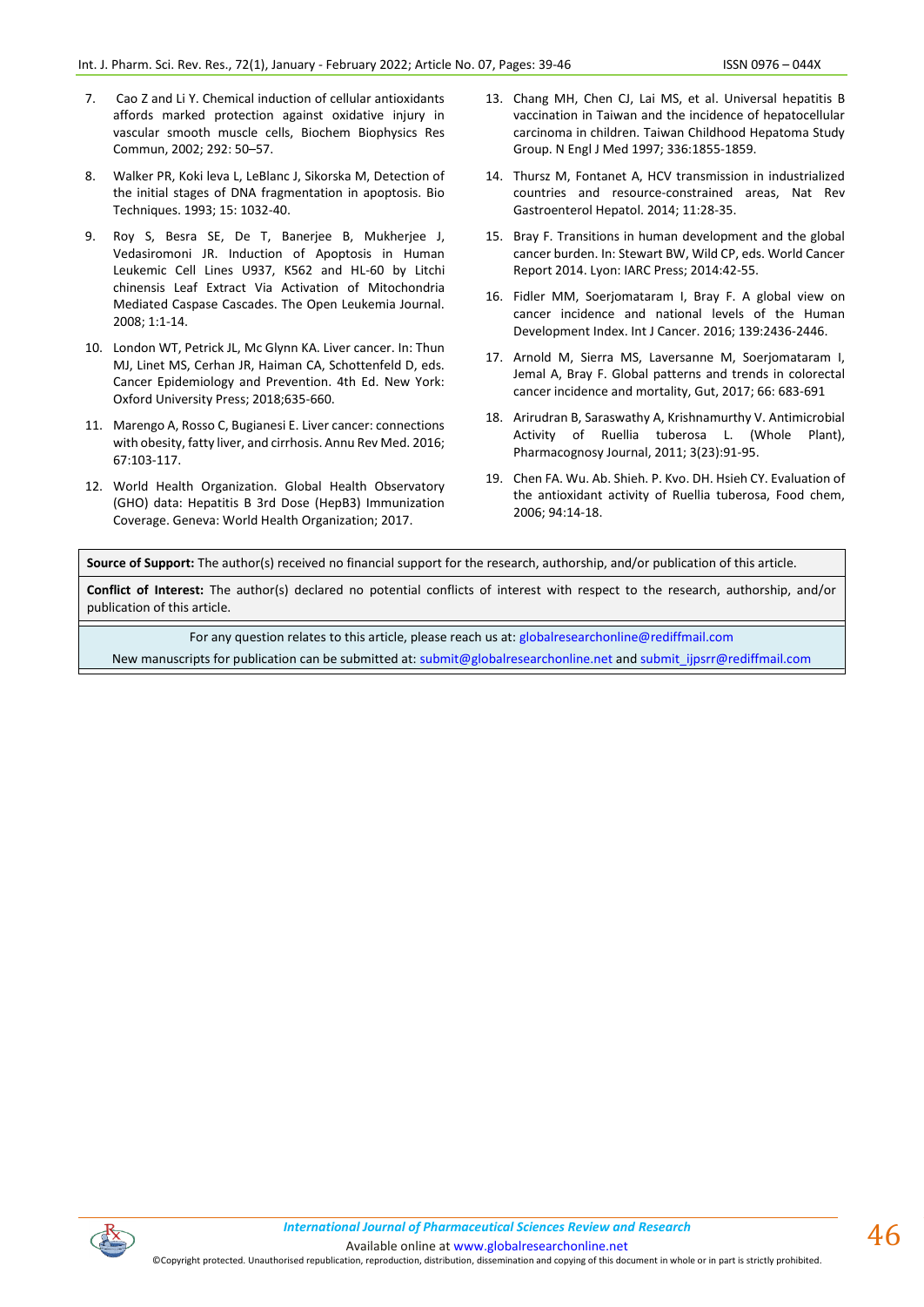7. Cao Z and Li Y. Chemical induction of cellular antioxidants affords marked protection against oxidative injury in vascular smooth muscle cells, Biochem Biophysics Res Commun, 2002; 292: 50–57.

8. Walker PR, Koki leva L, LeBlanc J, Sikorska M, Detection of the initial stages of DNA fragmentation in apoptosis. Bio Techniques. 1993; 15: 1032-40.

9. Roy S, Besra SE, De T, Banerjee B, Mukherjee J, Vedasiromoni JR. Induction of Apoptosis in Human Leukemic Cell Lines U937, K562 and HL-60 by Litchi chinensis Leaf Extract Via Activation of Mitochondria Mediated Caspase Cascades. The Open Leukemia Journal. 2008; 1:1-14.

10. London WT, Petrick JL, Mc Glynn KA. Liver cancer. In: Thun MJ, Linet MS, Cerhan JR, Haiman CA, Schottenfeld D, eds. Cancer Epidemiology and Prevention. 4th Ed. New York: Oxford University Press; 2018;635-660.

11. Marengo A, Rosso C, Bugianesi E. Liver cancer: connections with obesity, fatty liver, and cirrhosis. Annu Rev Med. 2016; 67:103-117.

12. World Health Organization. Global Health Observatory (GHO) data: Hepatitis B 3rd Dose (HepB3) Immunization Coverage. Geneva: World Health Organization; 2017.

13. Chang MH, Chen CJ, Lai MS, et al. Universal hepatitis B vaccination in Taiwan and the incidence of hepatocellular carcinoma in children. Taiwan Childhood Hepatoma Study Group. N Engl J Med 1997; 336:1855-1859.

14. Thursz M, Fontanet A, HCV transmission in industrialized countries and resource-constrained areas, Nat Rev Gastroenterol Hepatol. 2014; 11:28-35.

15. Bray F. Transitions in human development and the global cancer burden. In: Stewart BW, Wild CP, eds. World Cancer Report 2014. Lyon: IARC Press; 2014:42-55.

16. Fidler MM, Soerjomataram I, Bray F. A global view on cancer incidence and national levels of the Human Development Index. Int J Cancer. 2016; 139:2436-2446.

17. Arnold M, Sierra MS, Laversanne M, Soerjomataram I, Jemal A, Bray F. Global patterns and trends in colorectal cancer incidence and mortality, Gut, 2017; 66: 683-691

18. Arirudran B, Saraswathy A, Krishnamurthy V. Antimicrobial Activity of Ruellia tuberosa L. (Whole Plant), Pharmacognosy Journal, 2011; 3(23):91-95.

19. Chen FA. Wu. Ab. Shieh. P. Kvo. DH. Hsieh CY. Evaluation of the antioxidant activity of Ruellia tuberosa, Food chem, 2006; 94:14-18.

**Source of Support:** The author(s) received no financial support for the research, authorship, and/or publication of this article.

**Conflict of Interest:** The author(s) declared no potential conflicts of interest with respect to the research, authorship, and/or publication of this article.

For any question relates to this article, please reach us at: globalresearchonline@rediffmail.com

New manuscripts for publication can be submitted at: submit@globalresearchonline.net and submit_ijpsrr@rediffmail.com